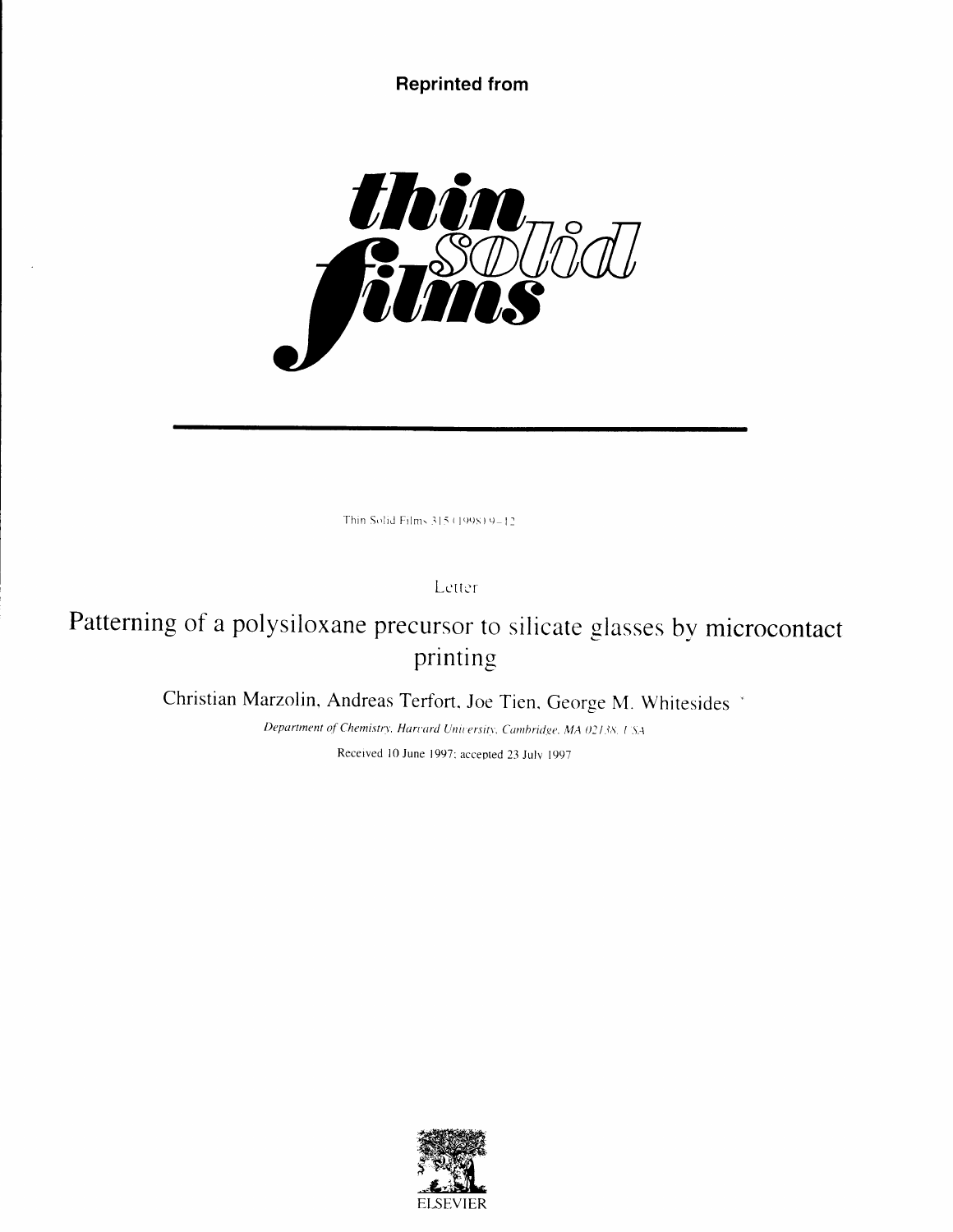**Reprinted from**

*thin solid films*

Thin Solid Films 315 (1998) 9–12

Letter

# Patterning of a polysiloxane precursor to silicate glasses by microcontact printing

Christian Marzolin, Andreas Terfort, Joe Tien, George M. Whitesides *

*Department of Chemistry, Harvard University, Cambridge, MA 02138, USA*

Received 10 June 1997; accepted 23 July 1997

ELSEVIER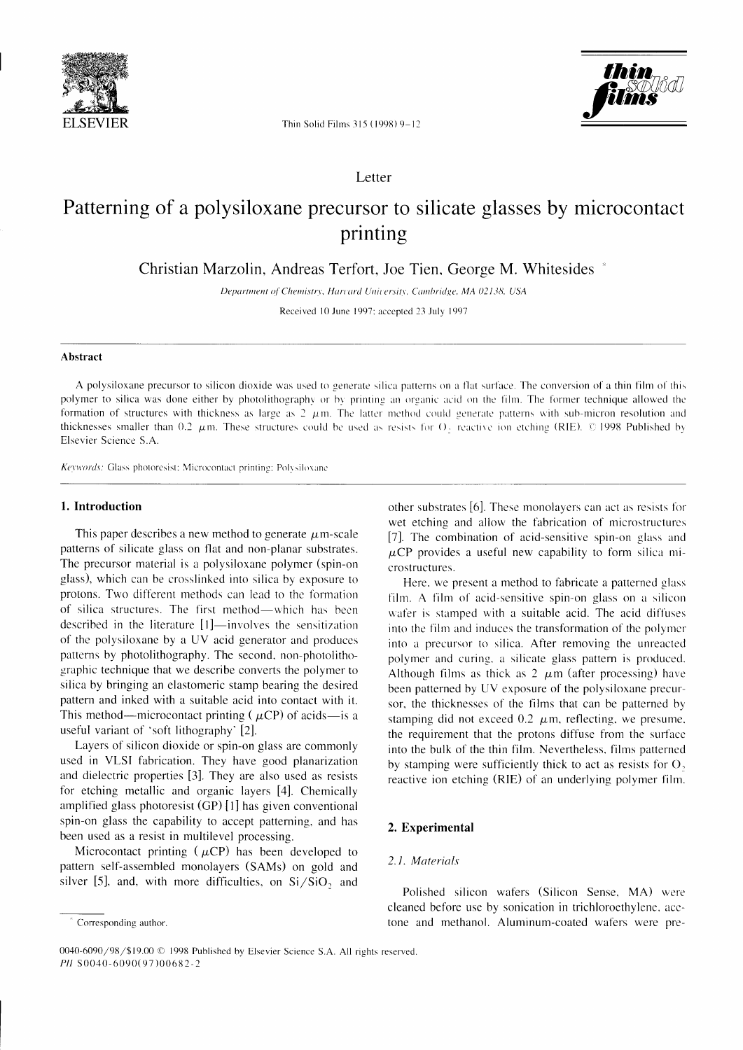Letter

# Patterning of a polysiloxane precursor to silicate glasses by microcontact printing

Christian Marzolin, Andreas Terfort, Joe Tien, George M. Whitesides *

*Department of Chemistry, Harvard University, Cambridge, MA 02138, USA*

Received 10 June 1997; accepted 23 July 1997

## Abstract

A polysiloxane precursor to silicon dioxide was used to generate silica patterns on a flat surface. The conversion of a thin film of this polymer to silica was done either by photolithography or by printing an organic acid on the film. The former technique allowed the formation of structures with thickness as large as 2 μm. The latter method could generate patterns with sub-micron resolution and thicknesses smaller than 0.2 μm. These structures could be used as resists for $O_2$ reactive ion etching (RIE). © 1998 Published by Elsevier Science S.A.

*Keywords:* Glass photoresist; Microcontact printing; Polysiloxane

## 1. Introduction

This paper describes a new method to generate μm-scale patterns of silicate glass on flat and non-planar substrates. The precursor material is a polysiloxane polymer (spin-on glass), which can be crosslinked into silica by exposure to protons. Two different methods can lead to the formation of silica structures. The first method—which has been described in the literature [1]—involves the sensitization of the polysiloxane by a UV acid generator and produces patterns by photolithography. The second, non-photolithographic technique that we describe converts the polymer to silica by bringing an elastomeric stamp bearing the desired pattern and inked with a suitable acid into contact with it. This method—microcontact printing (μCP) of acids—is a useful variant of 'soft lithography' [2].

Layers of silicon dioxide or spin-on glass are commonly used in VLSI fabrication. They have good planarization and dielectric properties [3]. They are also used as resists for etching metallic and organic layers [4]. Chemically amplified glass photoresist (GP) [1] has given conventional spin-on glass the capability to accept patterning, and has been used as a resist in multilevel processing.

Microcontact printing (μCP) has been developed to pattern self-assembled monolayers (SAMs) on gold and silver [5], and, with more difficulties, on $Si/SiO_2$ and other substrates [6]. These monolayers can act as resists for wet etching and allow the fabrication of microstructures [7]. The combination of acid-sensitive spin-on glass and μCP provides a useful new capability to form silica microstructures.

Here, we present a method to fabricate a patterned glass film. A film of acid-sensitive spin-on glass on a silicon wafer is stamped with a suitable acid. The acid diffuses into the film and induces the transformation of the polymer into a precursor to silica. After removing the unreacted polymer and curing, a silicate glass pattern is produced. Although films as thick as 2 μm (after processing) have been patterned by UV exposure of the polysiloxane precursor, the thicknesses of the films that can be patterned by stamping did not exceed 0.2 μm, reflecting, we presume, the requirement that the protons diffuse from the surface into the bulk of the thin film. Nevertheless, films patterned by stamping were sufficiently thick to act as resists for $O_2$ reactive ion etching (RIE) of an underlying polymer film.

## 2. Experimental

### 2.1. Materials

Polished silicon wafers (Silicon Sense, MA) were cleaned before use by sonication in trichloroethylene, acetone and methanol. Aluminum-coated wafers were pre-

* Corresponding author.

0040-6090/98/$19.00 © 1998 Published by Elsevier Science S.A. All rights reserved.
*PII* S0040-6090(97)00682-2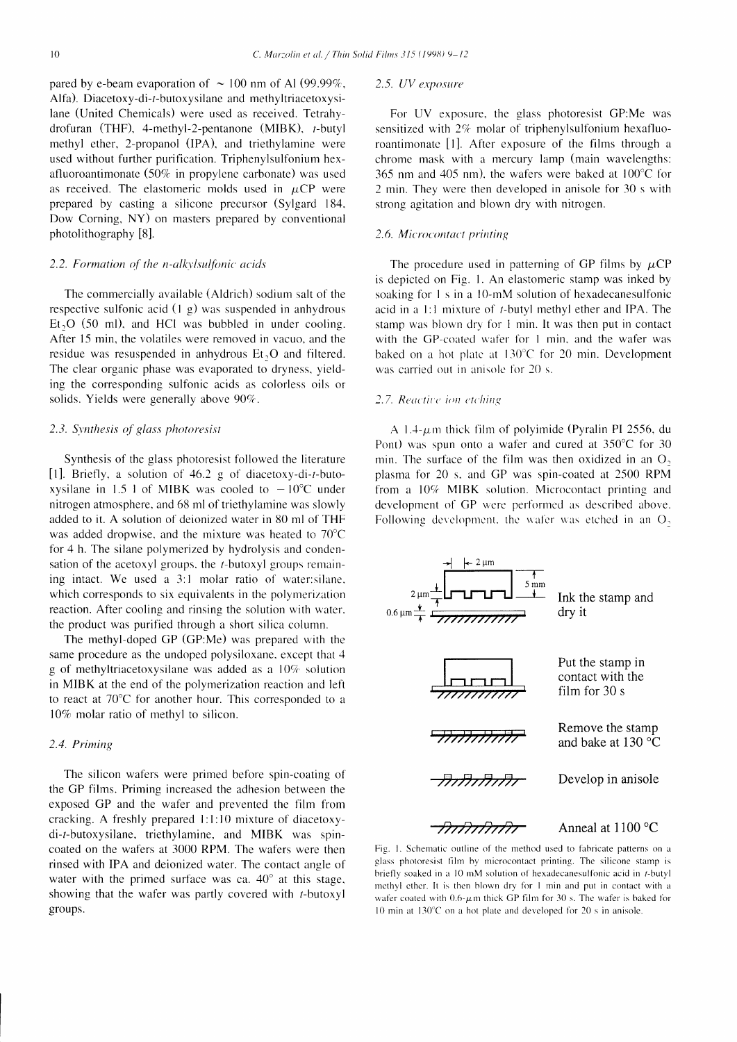pared by e-beam evaporation of ~ 100 nm of Al (99.99%, Alfa). Diacetoxy-di-*t*-butoxysilane and methyltriacetoxysilane (United Chemicals) were used as received. Tetrahydrofuran (THF), 4-methyl-2-pentanone (MIBK), *t*-butyl methyl ether, 2-propanol (IPA), and triethylamine were used without further purification. Triphenylsulfonium hexafluoroantimonate (50% in propylene carbonate) was used as received. The elastomeric molds used in μCP were prepared by casting a silicone precursor (Sylgard 184, Dow Corning, NY) on masters prepared by conventional photolithography [8].

### 2.2. Formation of the n-alkylsulfonic acids

The commercially available (Aldrich) sodium salt of the respective sulfonic acid (1 g) was suspended in anhydrous $Et_2O$ (50 ml), and HCl was bubbled in under cooling. After 15 min, the volatiles were removed in vacuo, and the residue was resuspended in anhydrous $Et_2O$ and filtered. The clear organic phase was evaporated to dryness, yielding the corresponding sulfonic acids as colorless oils or solids. Yields were generally above 90%.

### 2.3. Synthesis of glass photoresist

Synthesis of the glass photoresist followed the literature [1]. Briefly, a solution of 46.2 g of diacetoxy-di-*t*-butoxysilane in 1.5 l of MIBK was cooled to −10°C under nitrogen atmosphere, and 68 ml of triethylamine was slowly added to it. A solution of deionized water in 80 ml of THF was added dropwise, and the mixture was heated to 70°C for 4 h. The silane polymerized by hydrolysis and condensation of the acetoxyl groups, the *t*-butoxyl groups remaining intact. We used a 3:1 molar ratio of water:silane, which corresponds to six equivalents in the polymerization reaction. After cooling and rinsing the solution with water, the product was purified through a short silica column.

The methyl-doped GP (GP:Me) was prepared with the same procedure as the undoped polysiloxane, except that 4 g of methyltriacetoxysilane was added as a 10% solution in MIBK at the end of the polymerization reaction and left to react at 70°C for another hour. This corresponded to a 10% molar ratio of methyl to silicon.

### 2.4. Priming

The silicon wafers were primed before spin-coating of the GP films. Priming increased the adhesion between the exposed GP and the wafer and prevented the film from cracking. A freshly prepared 1:1:10 mixture of diacetoxy-di-*t*-butoxysilane, triethylamine, and MIBK was spin-coated on the wafers at 3000 RPM. The wafers were then rinsed with IPA and deionized water. The contact angle of water with the primed surface was ca. 40° at this stage, showing that the wafer was partly covered with *t*-butoxyl groups.

### 2.5. UV exposure

For UV exposure, the glass photoresist GP:Me was sensitized with 2% molar of triphenylsulfonium hexafluoroantimonate [1]. After exposure of the films through a chrome mask with a mercury lamp (main wavelengths: 365 nm and 405 nm), the wafers were baked at 100°C for 2 min. They were then developed in anisole for 30 s with strong agitation and blown dry with nitrogen.

### 2.6. Microcontact printing

The procedure used in patterning of GP films by μCP is depicted on Fig. 1. An elastomeric stamp was inked by soaking for 1 s in a 10-mM solution of hexadecanesulfonic acid in a 1:1 mixture of *t*-butyl methyl ether and IPA. The stamp was blown dry for 1 min. It was then put in contact with the GP-coated wafer for 1 min, and the wafer was baked on a hot plate at 130°C for 20 min. Development was carried out in anisole for 20 s.

### 2.7. Reactive ion etching

A 1.4-μm thick film of polyimide (Pyralin PI 2556, du Pont) was spun onto a wafer and cured at 350°C for 30 min. The surface of the film was then oxidized in an $O_2$ plasma for 20 s, and GP was spin-coated at 2500 RPM from a 10% MIBK solution. Microcontact printing and development of GP were performed as described above. Following development, the wafer was etched in an $O_2$

2 μm | 5 mm | 2 μm | 0.6 μm — Ink the stamp and dry it

Put the stamp in contact with the film for 30 s

Remove the stamp and bake at 130 °C

Develop in anisole

Anneal at 1100 °C

Fig. 1. Schematic outline of the method used to fabricate patterns on a glass photoresist film by microcontact printing. The silicone stamp is briefly soaked in a 10 mM solution of hexadecanesulfonic acid in *t*-butyl methyl ether. It is then blown dry for 1 min and put in contact with a wafer coated with 0.6-μm thick GP film for 30 s. The wafer is baked for 10 min at 130°C on a hot plate and developed for 20 s in anisole.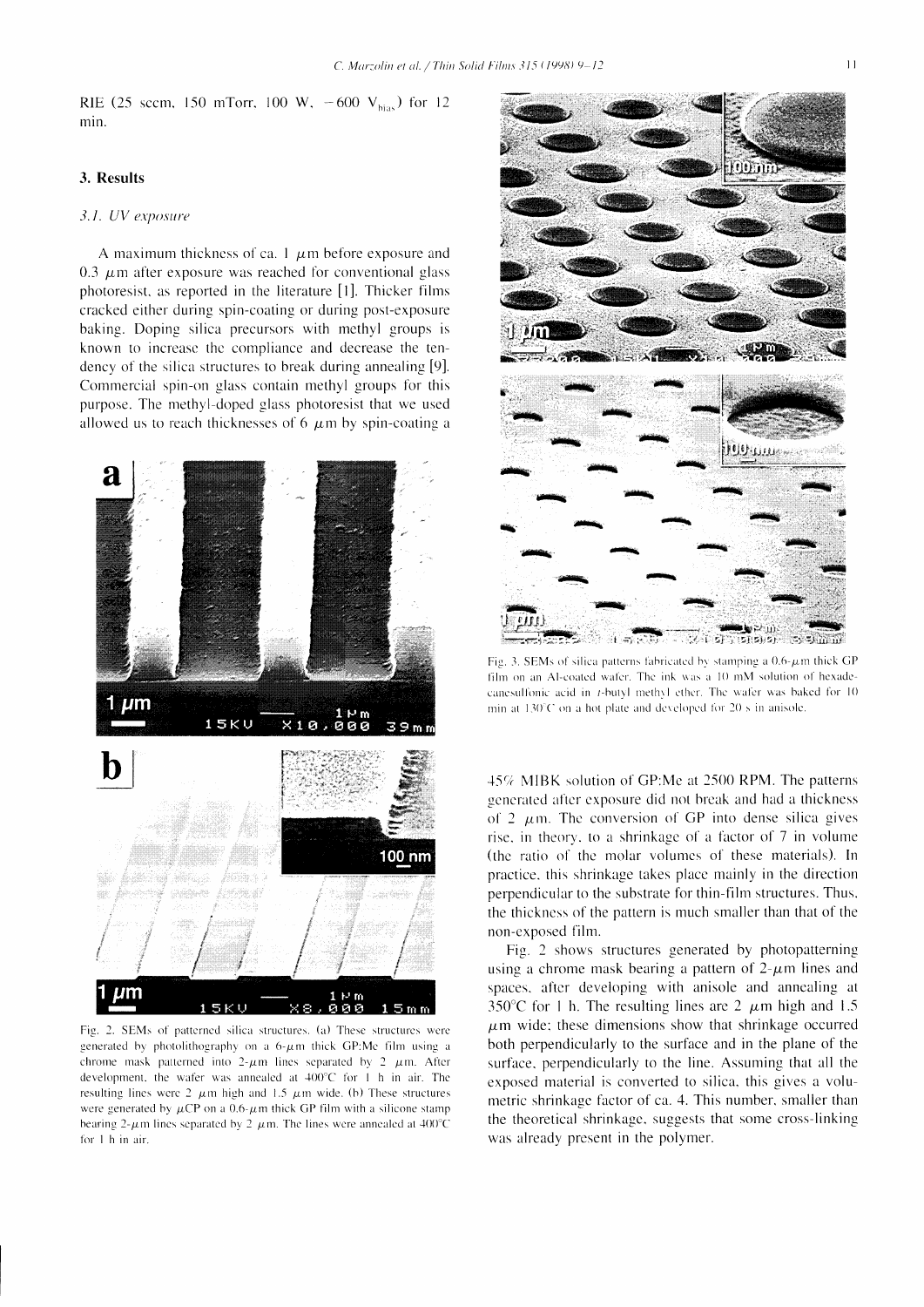RIE (25 sccm, 150 mTorr, 100 W, $-600$ $V_{bias}$) for 12 min.

## 3. Results

### 3.1. UV exposure

A maximum thickness of ca. 1 $\mu$m before exposure and 0.3 $\mu$m after exposure was reached for conventional glass photoresist, as reported in the literature [1]. Thicker films cracked either during spin-coating or during post-exposure baking. Doping silica precursors with methyl groups is known to increase the compliance and decrease the tendency of the silica structures to break during annealing [9]. Commercial spin-on glass contain methyl groups for this purpose. The methyl-doped glass photoresist that we used allowed us to reach thicknesses of 6 $\mu$m by spin-coating a 45% MIBK solution of GP:Me at 2500 RPM. The patterns generated after exposure did not break and had a thickness of 2 $\mu$m. The conversion of GP into dense silica gives rise, in theory, to a shrinkage of a factor of 7 in volume (the ratio of the molar volumes of these materials). In practice, this shrinkage takes place mainly in the direction perpendicular to the substrate for thin-film structures. Thus, the thickness of the pattern is much smaller than that of the non-exposed film.

Fig. 2. SEMs of patterned silica structures. (a) These structures were generated by photolithography on a 6-$\mu$m thick GP:Me film using a chrome mask patterned into 2-$\mu$m lines separated by 2 $\mu$m. After development, the wafer was annealed at 400°C for 1 h in air. The resulting lines were 2 $\mu$m high and 1.5 $\mu$m wide. (b) These structures were generated by $\mu$CP on a 6-$\mu$m thick GP film with a silicone stamp bearing 2-$\mu$m lines separated by 2 $\mu$m. The lines were annealed at 400°C for 1 h in air.

Fig. 3. SEMs of silica patterns fabricated by stamping a 0.6-$\mu$m thick GP film on an Al-coated wafer. The ink was a 10 mM solution of hexadecanesulfonic acid in *t*-butyl methyl ether. The wafer was baked for 10 min at 130°C on a hot plate and developed for 20 s in anisole.

Fig. 2 shows structures generated by photopatterning using a chrome mask bearing a pattern of 2-$\mu$m lines and spaces, after developing with anisole and annealing at 350°C for 1 h. The resulting lines are 2 $\mu$m high and 1.5 $\mu$m wide; these dimensions show that shrinkage occurred both perpendicularly to the surface and in the plane of the surface, perpendicularly to the line. Assuming that all the exposed material is converted to silica, this gives a volumetric shrinkage factor of ca. 4. This number, smaller than the theoretical shrinkage, suggests that some cross-linking was already present in the polymer.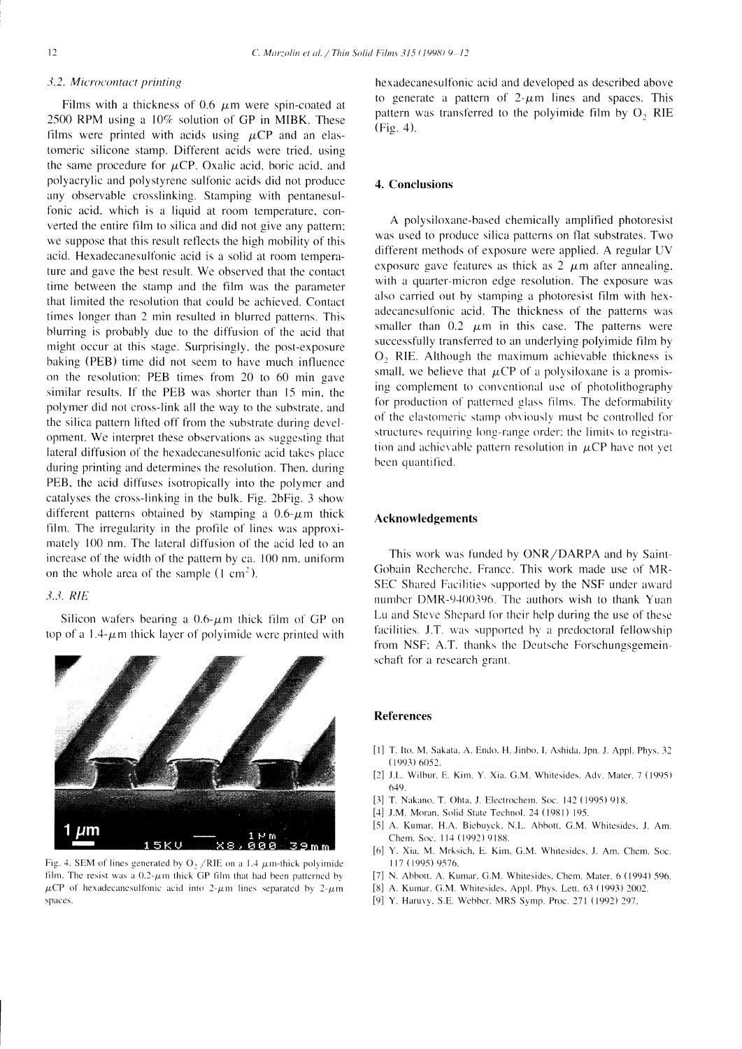### 3.2. Microcontact printing

Films with a thickness of 0.6 $\mu$m were spin-coated at 2500 RPM using a 10% solution of GP in MIBK. These films were printed with acids using $\mu$CP and an elastomeric silicone stamp. Different acids were tried, using the same procedure for $\mu$CP. Oxalic acid, boric acid, and polyacrylic and polystyrene sulfonic acids did not produce any observable crosslinking. Stamping with pentanesulfonic acid, which is a liquid at room temperature, converted the entire film to silica and did not give any pattern; we suppose that this result reflects the high mobility of this acid. Hexadecanesulfonic acid is a solid at room temperature and gave the best result. We observed that the contact time between the stamp and the film was the parameter that limited the resolution that could be achieved. Contact times longer than 2 min resulted in blurred patterns. This blurring is probably due to the diffusion of the acid that might occur at this stage. Surprisingly, the post-exposure baking (PEB) time did not seem to have much influence on the resolution: PEB times from 20 to 60 min gave similar results. If the PEB was shorter than 15 min, the polymer did not cross-link all the way to the substrate, and the silica pattern lifted off from the substrate during development. We interpret these observations as suggesting that lateral diffusion of the hexadecanesulfonic acid takes place during printing and determines the resolution. Then, during PEB, the acid diffuses isotropically into the polymer and catalyses the cross-linking in the bulk. Fig. 2bFig. 3 show different patterns obtained by stamping a 0.6-$\mu$m thick film. The irregularity in the profile of lines was approximately 100 nm. The lateral diffusion of the acid led to an increase of the width of the pattern by ca. 100 nm, uniform on the whole area of the sample (1 cm$^2$).

### 3.3. RIE

Silicon wafers bearing a 0.6-$\mu$m thick film of GP on top of a 1.4-$\mu$m thick layer of polyimide were printed with hexadecanesulfonic acid and developed as described above to generate a pattern of 2-$\mu$m lines and spaces. This pattern was transferred to the polyimide film by $O_2$ RIE (Fig. 4).

1 μm

15KV X8,000 1μm 39mm

Fig. 4. SEM of lines generated by $O_2$/RIE on a 1.4 $\mu$m-thick polyimide film. The resist was a 0.2-$\mu$m thick GP film that had been patterned by $\mu$CP of hexadecanesulfonic acid into 2-$\mu$m lines separated by 2-$\mu$m spaces.

## 4. Conclusions

A polysiloxane-based chemically amplified photoresist was used to produce silica patterns on flat substrates. Two different methods of exposure were applied. A regular UV exposure gave features as thick as 2 $\mu$m after annealing, with a quarter-micron edge resolution. The exposure was also carried out by stamping a photoresist film with hexadecanesulfonic acid. The thickness of the patterns was smaller than 0.2 $\mu$m in this case. The patterns were successfully transferred to an underlying polyimide film by $O_2$ RIE. Although the maximum achievable thickness is small, we believe that $\mu$CP of a polysiloxane is a promising complement to conventional use of photolithography for production of patterned glass films. The deformability of the elastomeric stamp obviously must be controlled for structures requiring long-range order; the limits to registration and achievable pattern resolution in $\mu$CP have not yet been quantified.

## Acknowledgements

This work was funded by ONR/DARPA and by Saint-Gobain Recherche, France. This work made use of MRSEC Shared Facilities supported by the NSF under award number DMR-9400396. The authors wish to thank Yuan Lu and Steve Shepard for their help during the use of these facilities. J.T. was supported by a predoctoral fellowship from NSF; A.T. thanks the Deutsche Forschungsgemeinschaft for a research grant.

## References

[1] T. Ito, M. Sakata, A. Endo, H. Jinbo, I. Ashida, Jpn. J. Appl. Phys. 32 (1993) 6052.

[2] J.L. Wilbur, E. Kim, Y. Xia, G.M. Whitesides, Adv. Mater. 7 (1995) 649.

[3] T. Nakano, T. Ohta, J. Electrochem. Soc. 142 (1995) 918.

[4] J.M. Moran, Solid State Technol. 24 (1981) 195.

[5] A. Kumar, H.A. Biebuyck, N.L. Abbott, G.M. Whitesides, J. Am. Chem. Soc. 114 (1992) 9188.

[6] Y. Xia, M. Mrksich, E. Kim, G.M. Whitesides, J. Am. Chem. Soc. 117 (1995) 9576.

[7] N. Abbott, A. Kumar, G.M. Whitesides, Chem. Mater. 6 (1994) 596.

[8] A. Kumar, G.M. Whitesides, Appl. Phys. Lett. 63 (1993) 2002.

[9] Y. Haruvy, S.E. Webber, MRS Symp. Proc. 271 (1992) 297.